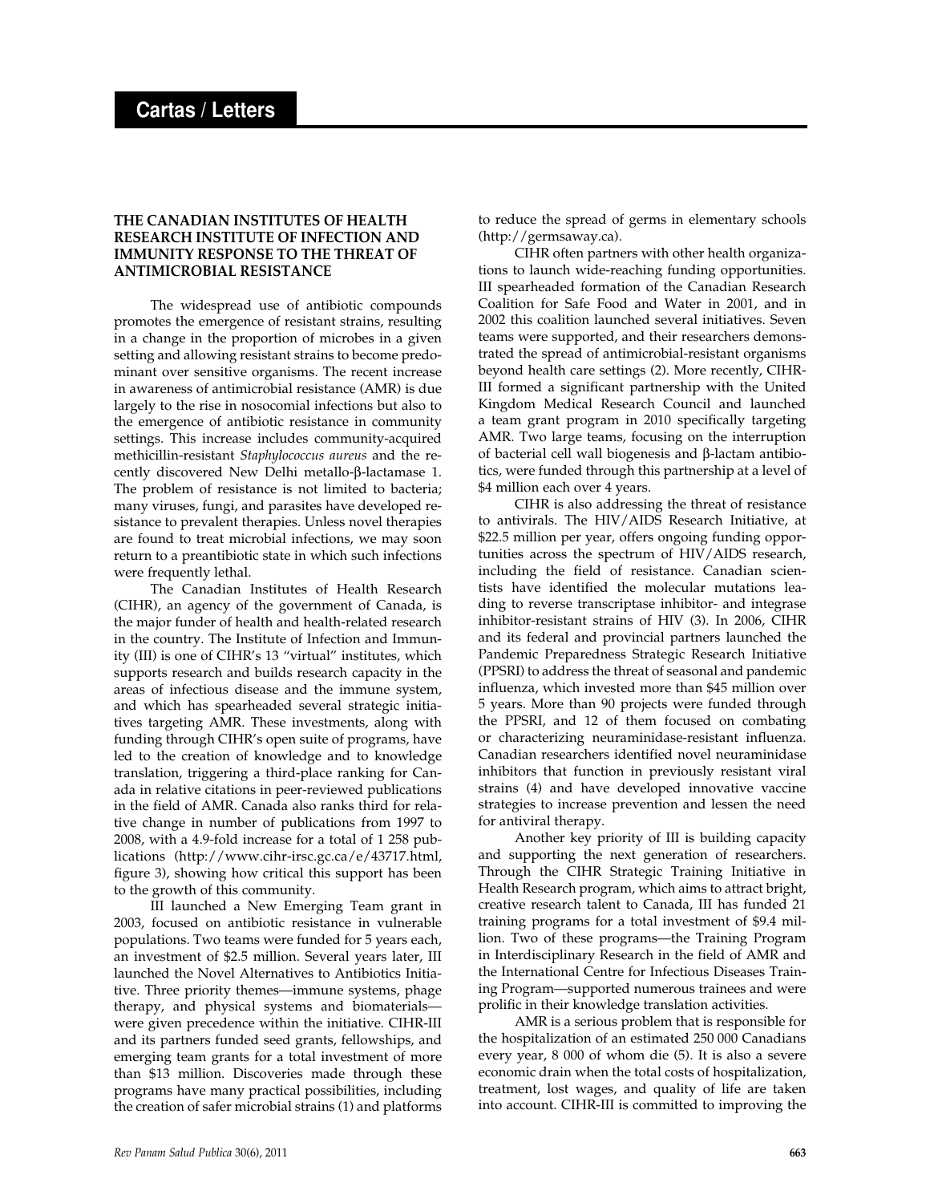# Cartas / Letters

## THE CANADIAN INSTITUTES OF HEALTH RESEARCH INSTITUTE OF INFECTION AND IMMUNITY RESPONSE TO THE THREAT OF ANTIMICROBIAL RESISTANCE

The widespread use of antibiotic compounds promotes the emergence of resistant strains, resulting in a change in the proportion of microbes in a given setting and allowing resistant strains to become predominant over sensitive organisms. The recent increase in awareness of antimicrobial resistance (AMR) is due largely to the rise in nosocomial infections but also to the emergence of antibiotic resistance in community settings. This increase includes community-acquired methicillin-resistant *Staphylococcus aureus* and the recently discovered New Delhi metallo-β-lactamase 1. The problem of resistance is not limited to bacteria; many viruses, fungi, and parasites have developed resistance to prevalent therapies. Unless novel therapies are found to treat microbial infections, we may soon return to a preantibiotic state in which such infections were frequently lethal.

The Canadian Institutes of Health Research (CIHR), an agency of the government of Canada, is the major funder of health and health-related research in the country. The Institute of Infection and Immunity (III) is one of CIHR's 13 "virtual" institutes, which supports research and builds research capacity in the areas of infectious disease and the immune system, and which has spearheaded several strategic initiatives targeting AMR. These investments, along with funding through CIHR's open suite of programs, have led to the creation of knowledge and to knowledge translation, triggering a third-place ranking for Canada in relative citations in peer-reviewed publications in the field of AMR. Canada also ranks third for relative change in number of publications from 1997 to 2008, with a 4.9-fold increase for a total of 1 258 publications (http://www.cihr-irsc.gc.ca/e/43717.html, figure 3), showing how critical this support has been to the growth of this community.

III launched a New Emerging Team grant in 2003, focused on antibiotic resistance in vulnerable populations. Two teams were funded for 5 years each, an investment of $2.5 million. Several years later, III launched the Novel Alternatives to Antibiotics Initiative. Three priority themes—immune systems, phage therapy, and physical systems and biomaterials—were given precedence within the initiative. CIHR-III and its partners funded seed grants, fellowships, and emerging team grants for a total investment of more than $13 million. Discoveries made through these programs have many practical possibilities, including the creation of safer microbial strains (1) and platforms to reduce the spread of germs in elementary schools (http://germsaway.ca).

CIHR often partners with other health organizations to launch wide-reaching funding opportunities. III spearheaded formation of the Canadian Research Coalition for Safe Food and Water in 2001, and in 2002 this coalition launched several initiatives. Seven teams were supported, and their researchers demonstrated the spread of antimicrobial-resistant organisms beyond health care settings (2). More recently, CIHR-III formed a significant partnership with the United Kingdom Medical Research Council and launched a team grant program in 2010 specifically targeting AMR. Two large teams, focusing on the interruption of bacterial cell wall biogenesis and β-lactam antibiotics, were funded through this partnership at a level of $4 million each over 4 years.

CIHR is also addressing the threat of resistance to antivirals. The HIV/AIDS Research Initiative, at $22.5 million per year, offers ongoing funding opportunities across the spectrum of HIV/AIDS research, including the field of resistance. Canadian scientists have identified the molecular mutations leading to reverse transcriptase inhibitor- and integrase inhibitor-resistant strains of HIV (3). In 2006, CIHR and its federal and provincial partners launched the Pandemic Preparedness Strategic Research Initiative (PPSRI) to address the threat of seasonal and pandemic influenza, which invested more than $45 million over 5 years. More than 90 projects were funded through the PPSRI, and 12 of them focused on combating or characterizing neuraminidase-resistant influenza. Canadian researchers identified novel neuraminidase inhibitors that function in previously resistant viral strains (4) and have developed innovative vaccine strategies to increase prevention and lessen the need for antiviral therapy.

Another key priority of III is building capacity and supporting the next generation of researchers. Through the CIHR Strategic Training Initiative in Health Research program, which aims to attract bright, creative research talent to Canada, III has funded 21 training programs for a total investment of $9.4 million. Two of these programs—the Training Program in Interdisciplinary Research in the field of AMR and the International Centre for Infectious Diseases Training Program—supported numerous trainees and were prolific in their knowledge translation activities.

AMR is a serious problem that is responsible for the hospitalization of an estimated 250 000 Canadians every year, 8 000 of whom die (5). It is also a severe economic drain when the total costs of hospitalization, treatment, lost wages, and quality of life are taken into account. CIHR-III is committed to improving the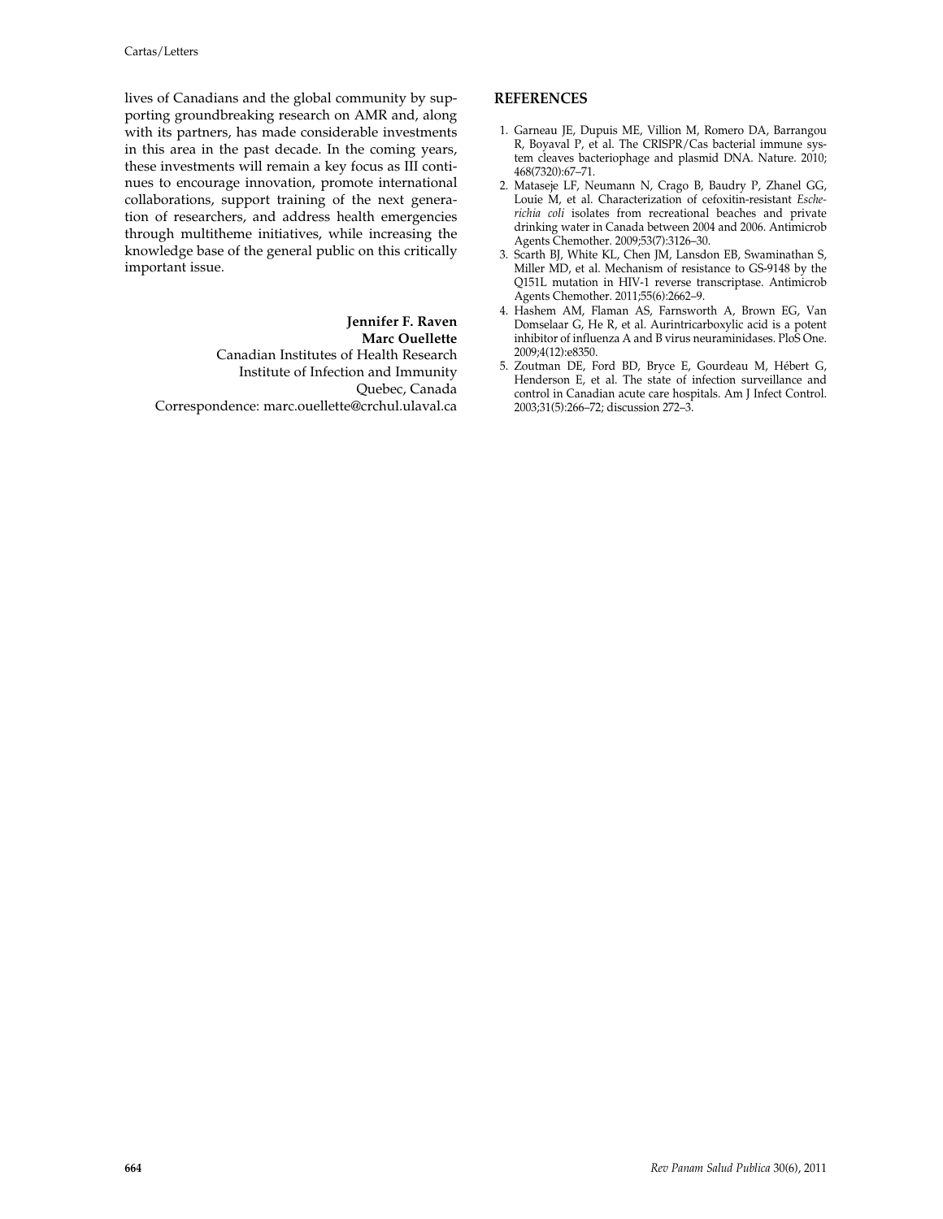lives of Canadians and the global community by supporting groundbreaking research on AMR and, along with its partners, has made considerable investments in this area in the past decade. In the coming years, these investments will remain a key focus as III continues to encourage innovation, promote international collaborations, support training of the next generation of researchers, and address health emergencies through multitheme initiatives, while increasing the knowledge base of the general public on this critically important issue.

**Jennifer F. Raven**
**Marc Ouellette**
Canadian Institutes of Health Research
Institute of Infection and Immunity
Quebec, Canada
Correspondence: marc.ouellette@crchul.ulaval.ca

## REFERENCES

1. Garneau JE, Dupuis ME, Villion M, Romero DA, Barrangou R, Boyaval P, et al. The CRISPR/Cas bacterial immune system cleaves bacteriophage and plasmid DNA. Nature. 2010; 468(7320):67–71.
2. Mataseje LF, Neumann N, Crago B, Baudry P, Zhanel GG, Louie M, et al. Characterization of cefoxitin-resistant *Escherichia coli* isolates from recreational beaches and private drinking water in Canada between 2004 and 2006. Antimicrob Agents Chemother. 2009;53(7):3126–30.
3. Scarth BJ, White KL, Chen JM, Lansdon EB, Swaminathan S, Miller MD, et al. Mechanism of resistance to GS-9148 by the Q151L mutation in HIV-1 reverse transcriptase. Antimicrob Agents Chemother. 2011;55(6):2662–9.
4. Hashem AM, Flaman AS, Farnsworth A, Brown EG, Van Domselaar G, He R, et al. Aurintricarboxylic acid is a potent inhibitor of influenza A and B virus neuraminidases. PloS One. 2009;4(12):e8350.
5. Zoutman DE, Ford BD, Bryce E, Gourdeau M, Hébert G, Henderson E, et al. The state of infection surveillance and control in Canadian acute care hospitals. Am J Infect Control. 2003;31(5):266–72; discussion 272–3.